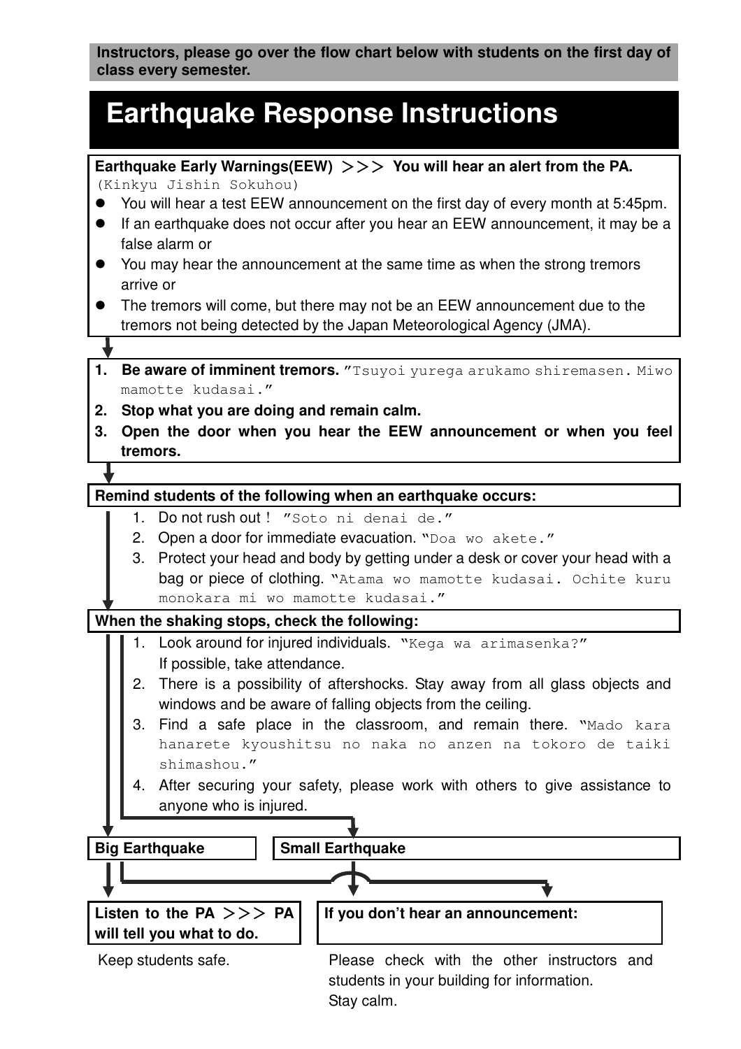**Instructors, please go over the flow chart below with students on the first day of class every semester.**

# Earthquake Response Instructions

**Earthquake Early Warnings(EEW) ＞＞＞ You will hear an alert from the PA.**
(Kinkyu Jishin Sokuhou)

- You will hear a test EEW announcement on the first day of every month at 5:45pm.
- If an earthquake does not occur after you hear an EEW announcement, it may be a false alarm or
- You may hear the announcement at the same time as when the strong tremors arrive or
- The tremors will come, but there may not be an EEW announcement due to the tremors not being detected by the Japan Meteorological Agency (JMA).

↓

1. **Be aware of imminent tremors.** "Tsuyoi yurega arukamo shiremasen. Miwo mamotte kudasai."
2. **Stop what you are doing and remain calm.**
3. **Open the door when you hear the EEW announcement or when you feel tremors.**

↓

**Remind students of the following when an earthquake occurs:**

1. Do not rush out ! "Soto ni denai de."
2. Open a door for immediate evacuation. "Doa wo akete."
3. Protect your head and body by getting under a desk or cover your head with a bag or piece of clothing. "Atama wo mamotte kudasai. Ochite kuru monokara mi wo mamotte kudasai."

**When the shaking stops, check the following:**

1. Look around for injured individuals. "Kega wa arimasenka?"
   If possible, take attendance.
2. There is a possibility of aftershocks. Stay away from all glass objects and windows and be aware of falling objects from the ceiling.
3. Find a safe place in the classroom, and remain there. "Mado kara hanarete kyoushitsu no naka no anzen na tokoro de taiki shimashou."
4. After securing your safety, please work with others to give assistance to anyone who is injured.

**Big Earthquake** | **Small Earthquake**

**Listen to the PA ＞＞＞ PA will tell you what to do.**

Keep students safe.

**If you don't hear an announcement:**

Please check with the other instructors and students in your building for information.
Stay calm.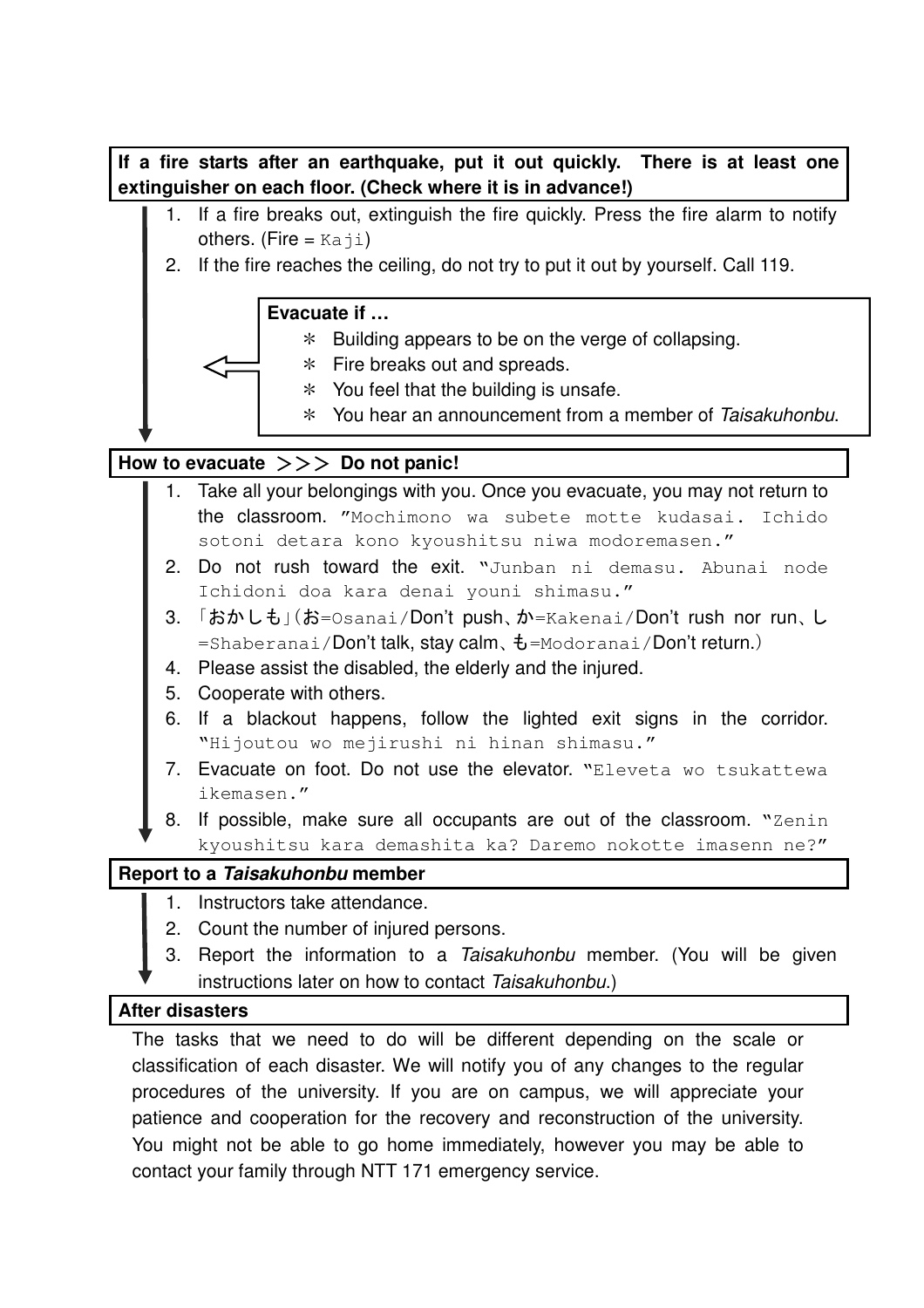**If a fire starts after an earthquake, put it out quickly. There is at least one extinguisher on each floor. (Check where it is in advance!)**

1. If a fire breaks out, extinguish the fire quickly. Press the fire alarm to notify others. (Fire = Kaji)
2. If the fire reaches the ceiling, do not try to put it out by yourself. Call 119.

**Evacuate if …**

- ＊ Building appears to be on the verge of collapsing.
- ＊ Fire breaks out and spreads.
- ＊ You feel that the building is unsafe.
- ＊ You hear an announcement from a member of *Taisakuhonbu*.

**How to evacuate ＞＞＞ Do not panic!**

1. Take all your belongings with you. Once you evacuate, you may not return to the classroom. "Mochimono wa subete motte kudasai. Ichido sotoni detara kono kyoushitsu niwa modoremasen."
2. Do not rush toward the exit. "Junban ni demasu. Abunai node Ichidoni doa kara denai youni shimasu."
3. 「おかしも」(お=Osanai/Don't push、か=Kakenai/Don't rush nor run、し=Shaberanai/Don't talk, stay calm、も=Modoranai/Don't return.)
4. Please assist the disabled, the elderly and the injured.
5. Cooperate with others.
6. If a blackout happens, follow the lighted exit signs in the corridor. "Hijoutou wo mejirushi ni hinan shimasu."
7. Evacuate on foot. Do not use the elevator. "Eleveta wo tsukattewa ikemasen."
8. If possible, make sure all occupants are out of the classroom. "Zenin kyoushitsu kara demashita ka? Daremo nokotte imasenn ne?"

**Report to a *Taisakuhonbu* member**

1. Instructors take attendance.
2. Count the number of injured persons.
3. Report the information to a *Taisakuhonbu* member. (You will be given instructions later on how to contact *Taisakuhonbu*.)

**After disasters**

The tasks that we need to do will be different depending on the scale or classification of each disaster. We will notify you of any changes to the regular procedures of the university. If you are on campus, we will appreciate your patience and cooperation for the recovery and reconstruction of the university. You might not be able to go home immediately, however you may be able to contact your family through NTT 171 emergency service.